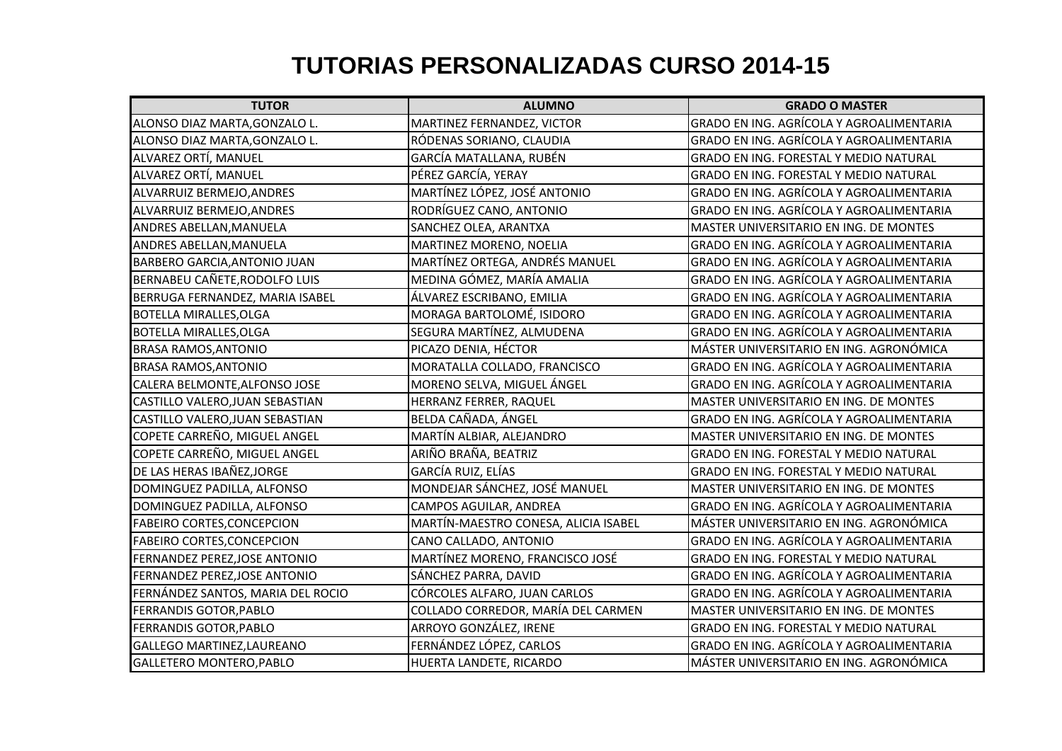# TUTORIAS PERSONALIZADAS CURSO 2014-15

| TUTOR | ALUMNO | GRADO O MASTER |
|---|---|---|
| ALONSO DIAZ MARTA,GONZALO L. | MARTINEZ FERNANDEZ, VICTOR | GRADO EN ING. AGRÍCOLA Y AGROALIMENTARIA |
| ALONSO DIAZ MARTA,GONZALO L. | RÓDENAS SORIANO, CLAUDIA | GRADO EN ING. AGRÍCOLA Y AGROALIMENTARIA |
| ALVAREZ ORTÍ, MANUEL | GARCÍA MATALLANA, RUBÉN | GRADO EN ING. FORESTAL Y MEDIO NATURAL |
| ALVAREZ ORTÍ, MANUEL | PÉREZ GARCÍA, YERAY | GRADO EN ING. FORESTAL Y MEDIO NATURAL |
| ALVARRUIZ BERMEJO,ANDRES | MARTÍNEZ LÓPEZ, JOSÉ ANTONIO | GRADO EN ING. AGRÍCOLA Y AGROALIMENTARIA |
| ALVARRUIZ BERMEJO,ANDRES | RODRÍGUEZ CANO, ANTONIO | GRADO EN ING. AGRÍCOLA Y AGROALIMENTARIA |
| ANDRES ABELLAN,MANUELA | SANCHEZ OLEA, ARANTXA | MASTER UNIVERSITARIO EN ING. DE MONTES |
| ANDRES ABELLAN,MANUELA | MARTINEZ MORENO, NOELIA | GRADO EN ING. AGRÍCOLA Y AGROALIMENTARIA |
| BARBERO GARCIA,ANTONIO JUAN | MARTÍNEZ ORTEGA, ANDRÉS MANUEL | GRADO EN ING. AGRÍCOLA Y AGROALIMENTARIA |
| BERNABEU CAÑETE,RODOLFO LUIS | MEDINA GÓMEZ, MARÍA AMALIA | GRADO EN ING. AGRÍCOLA Y AGROALIMENTARIA |
| BERRUGA FERNANDEZ, MARIA ISABEL | ÁLVAREZ ESCRIBANO, EMILIA | GRADO EN ING. AGRÍCOLA Y AGROALIMENTARIA |
| BOTELLA MIRALLES,OLGA | MORAGA BARTOLOMÉ, ISIDORO | GRADO EN ING. AGRÍCOLA Y AGROALIMENTARIA |
| BOTELLA MIRALLES,OLGA | SEGURA MARTÍNEZ, ALMUDENA | GRADO EN ING. AGRÍCOLA Y AGROALIMENTARIA |
| BRASA RAMOS,ANTONIO | PICAZO DENIA, HÉCTOR | MÁSTER UNIVERSITARIO EN ING. AGRONÓMICA |
| BRASA RAMOS,ANTONIO | MORATALLA COLLADO, FRANCISCO | GRADO EN ING. AGRÍCOLA Y AGROALIMENTARIA |
| CALERA BELMONTE,ALFONSO JOSE | MORENO SELVA, MIGUEL ÁNGEL | GRADO EN ING. AGRÍCOLA Y AGROALIMENTARIA |
| CASTILLO VALERO,JUAN SEBASTIAN | HERRANZ FERRER, RAQUEL | MASTER UNIVERSITARIO EN ING. DE MONTES |
| CASTILLO VALERO,JUAN SEBASTIAN | BELDA CAÑADA, ÁNGEL | GRADO EN ING. AGRÍCOLA Y AGROALIMENTARIA |
| COPETE CARREÑO, MIGUEL ANGEL | MARTÍN ALBIAR, ALEJANDRO | MASTER UNIVERSITARIO EN ING. DE MONTES |
| COPETE CARREÑO, MIGUEL ANGEL | ARIÑO BRAÑA, BEATRIZ | GRADO EN ING. FORESTAL Y MEDIO NATURAL |
| DE LAS HERAS IBAÑEZ,JORGE | GARCÍA RUIZ, ELÍAS | GRADO EN ING. FORESTAL Y MEDIO NATURAL |
| DOMINGUEZ PADILLA, ALFONSO | MONDEJAR SÁNCHEZ, JOSÉ MANUEL | MASTER UNIVERSITARIO EN ING. DE MONTES |
| DOMINGUEZ PADILLA, ALFONSO | CAMPOS AGUILAR, ANDREA | GRADO EN ING. AGRÍCOLA Y AGROALIMENTARIA |
| FABEIRO CORTES,CONCEPCION | MARTÍN-MAESTRO CONESA, ALICIA ISABEL | MÁSTER UNIVERSITARIO EN ING. AGRONÓMICA |
| FABEIRO CORTES,CONCEPCION | CANO CALLADO, ANTONIO | GRADO EN ING. AGRÍCOLA Y AGROALIMENTARIA |
| FERNANDEZ PEREZ,JOSE ANTONIO | MARTÍNEZ MORENO, FRANCISCO JOSÉ | GRADO EN ING. FORESTAL Y MEDIO NATURAL |
| FERNANDEZ PEREZ,JOSE ANTONIO | SÁNCHEZ PARRA, DAVID | GRADO EN ING. AGRÍCOLA Y AGROALIMENTARIA |
| FERNÁNDEZ SANTOS, MARIA DEL ROCIO | CÓRCOLES ALFARO, JUAN CARLOS | GRADO EN ING. AGRÍCOLA Y AGROALIMENTARIA |
| FERRANDIS GOTOR,PABLO | COLLADO CORREDOR, MARÍA DEL CARMEN | MASTER UNIVERSITARIO EN ING. DE MONTES |
| FERRANDIS GOTOR,PABLO | ARROYO GONZÁLEZ, IRENE | GRADO EN ING. FORESTAL Y MEDIO NATURAL |
| GALLEGO MARTINEZ,LAUREANO | FERNÁNDEZ LÓPEZ, CARLOS | GRADO EN ING. AGRÍCOLA Y AGROALIMENTARIA |
| GALLETERO MONTERO,PABLO | HUERTA LANDETE, RICARDO | MÁSTER UNIVERSITARIO EN ING. AGRONÓMICA |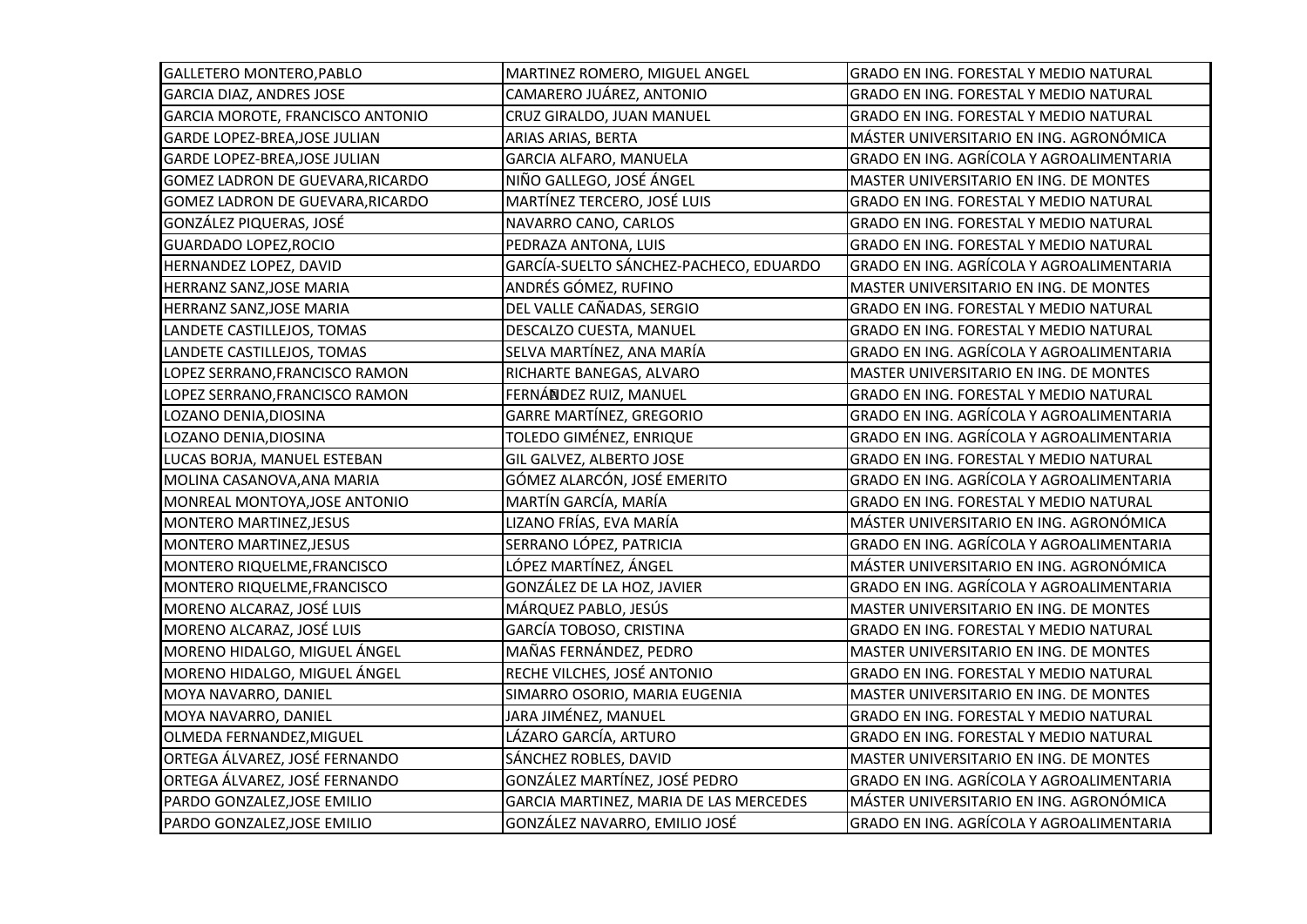| GALLETERO MONTERO,PABLO | MARTINEZ ROMERO, MIGUEL ANGEL | GRADO EN ING. FORESTAL Y MEDIO NATURAL |
|---|---|---|
| GARCIA DIAZ, ANDRES JOSE | CAMARERO JUÁREZ, ANTONIO | GRADO EN ING. FORESTAL Y MEDIO NATURAL |
| GARCIA MOROTE, FRANCISCO ANTONIO | CRUZ GIRALDO, JUAN MANUEL | GRADO EN ING. FORESTAL Y MEDIO NATURAL |
| GARDE LOPEZ-BREA,JOSE JULIAN | ARIAS ARIAS, BERTA | MÁSTER UNIVERSITARIO EN ING. AGRONÓMICA |
| GARDE LOPEZ-BREA,JOSE JULIAN | GARCIA ALFARO, MANUELA | GRADO EN ING. AGRÍCOLA Y AGROALIMENTARIA |
| GOMEZ LADRON DE GUEVARA,RICARDO | NIÑO GALLEGO, JOSÉ ÁNGEL | MASTER UNIVERSITARIO EN ING. DE MONTES |
| GOMEZ LADRON DE GUEVARA,RICARDO | MARTÍNEZ TERCERO, JOSÉ LUIS | GRADO EN ING. FORESTAL Y MEDIO NATURAL |
| GONZÁLEZ PIQUERAS, JOSÉ | NAVARRO CANO, CARLOS | GRADO EN ING. FORESTAL Y MEDIO NATURAL |
| GUARDADO LOPEZ,ROCIO | PEDRAZA ANTONA, LUIS | GRADO EN ING. FORESTAL Y MEDIO NATURAL |
| HERNANDEZ LOPEZ, DAVID | GARCÍA-SUELTO SÁNCHEZ-PACHECO, EDUARDO | GRADO EN ING. AGRÍCOLA Y AGROALIMENTARIA |
| HERRANZ SANZ,JOSE MARIA | ANDRÉS GÓMEZ, RUFINO | MASTER UNIVERSITARIO EN ING. DE MONTES |
| HERRANZ SANZ,JOSE MARIA | DEL VALLE CAÑADAS, SERGIO | GRADO EN ING. FORESTAL Y MEDIO NATURAL |
| LANDETE CASTILLEJOS, TOMAS | DESCALZO CUESTA, MANUEL | GRADO EN ING. FORESTAL Y MEDIO NATURAL |
| LANDETE CASTILLEJOS, TOMAS | SELVA MARTÍNEZ, ANA MARÍA | GRADO EN ING. AGRÍCOLA Y AGROALIMENTARIA |
| LOPEZ SERRANO,FRANCISCO RAMON | RICHARTE BANEGAS, ALVARO | MASTER UNIVERSITARIO EN ING. DE MONTES |
| LOPEZ SERRANO,FRANCISCO RAMON | FERNÁNDEZ RUIZ, MANUEL | GRADO EN ING. FORESTAL Y MEDIO NATURAL |
| LOZANO DENIA,DIOSINA | GARRE MARTÍNEZ, GREGORIO | GRADO EN ING. AGRÍCOLA Y AGROALIMENTARIA |
| LOZANO DENIA,DIOSINA | TOLEDO GIMÉNEZ, ENRIQUE | GRADO EN ING. AGRÍCOLA Y AGROALIMENTARIA |
| LUCAS BORJA, MANUEL ESTEBAN | GIL GALVEZ, ALBERTO JOSE | GRADO EN ING. FORESTAL Y MEDIO NATURAL |
| MOLINA CASANOVA,ANA MARIA | GÓMEZ ALARCÓN, JOSÉ EMERITO | GRADO EN ING. AGRÍCOLA Y AGROALIMENTARIA |
| MONREAL MONTOYA,JOSE ANTONIO | MARTÍN GARCÍA, MARÍA | GRADO EN ING. FORESTAL Y MEDIO NATURAL |
| MONTERO MARTINEZ,JESUS | LIZANO FRÍAS, EVA MARÍA | MÁSTER UNIVERSITARIO EN ING. AGRONÓMICA |
| MONTERO MARTINEZ,JESUS | SERRANO LÓPEZ, PATRICIA | GRADO EN ING. AGRÍCOLA Y AGROALIMENTARIA |
| MONTERO RIQUELME,FRANCISCO | LÓPEZ MARTÍNEZ, ÁNGEL | MÁSTER UNIVERSITARIO EN ING. AGRONÓMICA |
| MONTERO RIQUELME,FRANCISCO | GONZÁLEZ DE LA HOZ, JAVIER | GRADO EN ING. AGRÍCOLA Y AGROALIMENTARIA |
| MORENO ALCARAZ, JOSÉ LUIS | MÁRQUEZ PABLO, JESÚS | MASTER UNIVERSITARIO EN ING. DE MONTES |
| MORENO ALCARAZ, JOSÉ LUIS | GARCÍA TOBOSO, CRISTINA | GRADO EN ING. FORESTAL Y MEDIO NATURAL |
| MORENO HIDALGO, MIGUEL ÁNGEL | MAÑAS FERNÁNDEZ, PEDRO | MASTER UNIVERSITARIO EN ING. DE MONTES |
| MORENO HIDALGO, MIGUEL ÁNGEL | RECHE VILCHES, JOSÉ ANTONIO | GRADO EN ING. FORESTAL Y MEDIO NATURAL |
| MOYA NAVARRO, DANIEL | SIMARRO OSORIO, MARIA EUGENIA | MASTER UNIVERSITARIO EN ING. DE MONTES |
| MOYA NAVARRO, DANIEL | JARA JIMÉNEZ, MANUEL | GRADO EN ING. FORESTAL Y MEDIO NATURAL |
| OLMEDA FERNANDEZ,MIGUEL | LÁZARO GARCÍA, ARTURO | GRADO EN ING. FORESTAL Y MEDIO NATURAL |
| ORTEGA ÁLVAREZ, JOSÉ FERNANDO | SÁNCHEZ ROBLES, DAVID | MASTER UNIVERSITARIO EN ING. DE MONTES |
| ORTEGA ÁLVAREZ, JOSÉ FERNANDO | GONZÁLEZ MARTÍNEZ, JOSÉ PEDRO | GRADO EN ING. AGRÍCOLA Y AGROALIMENTARIA |
| PARDO GONZALEZ,JOSE EMILIO | GARCIA MARTINEZ, MARIA DE LAS MERCEDES | MÁSTER UNIVERSITARIO EN ING. AGRONÓMICA |
| PARDO GONZALEZ,JOSE EMILIO | GONZÁLEZ NAVARRO, EMILIO JOSÉ | GRADO EN ING. AGRÍCOLA Y AGROALIMENTARIA |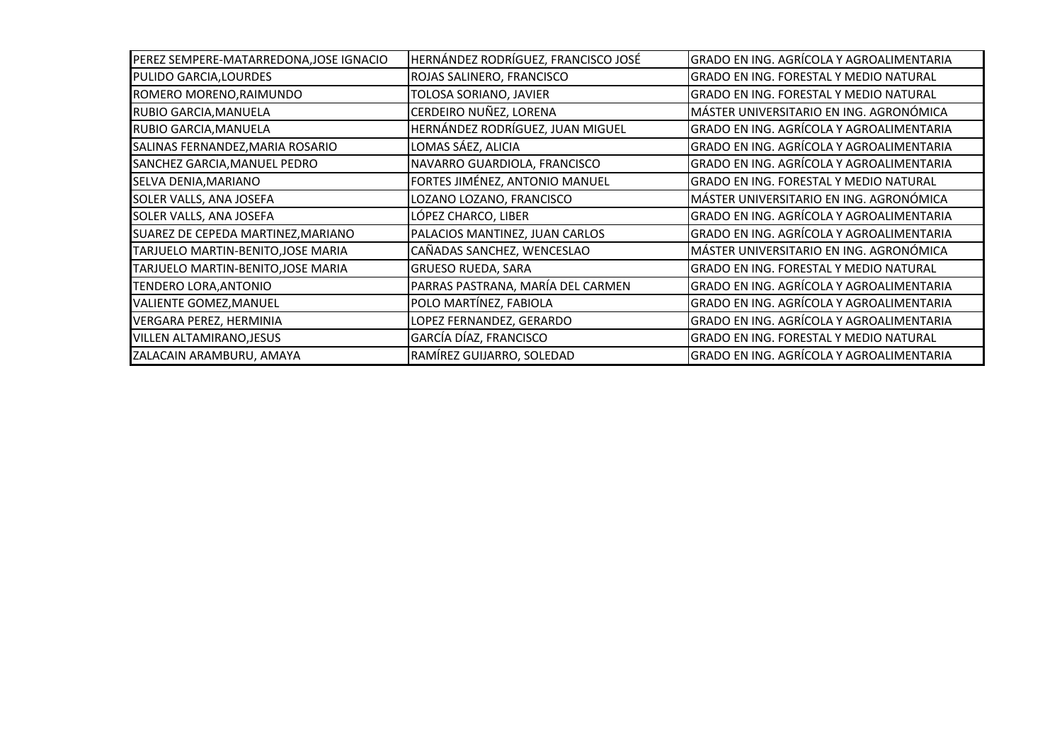| | | |
|---|---|---|
| PEREZ SEMPERE-MATARREDONA,JOSE IGNACIO | HERNÁNDEZ RODRÍGUEZ, FRANCISCO JOSÉ | GRADO EN ING. AGRÍCOLA Y AGROALIMENTARIA |
| PULIDO GARCIA,LOURDES | ROJAS SALINERO, FRANCISCO | GRADO EN ING. FORESTAL Y MEDIO NATURAL |
| ROMERO MORENO,RAIMUNDO | TOLOSA SORIANO, JAVIER | GRADO EN ING. FORESTAL Y MEDIO NATURAL |
| RUBIO GARCIA,MANUELA | CERDEIRO NUÑEZ, LORENA | MÁSTER UNIVERSITARIO EN ING. AGRONÓMICA |
| RUBIO GARCIA,MANUELA | HERNÁNDEZ RODRÍGUEZ, JUAN MIGUEL | GRADO EN ING. AGRÍCOLA Y AGROALIMENTARIA |
| SALINAS FERNANDEZ,MARIA ROSARIO | LOMAS SÁEZ, ALICIA | GRADO EN ING. AGRÍCOLA Y AGROALIMENTARIA |
| SANCHEZ GARCIA,MANUEL PEDRO | NAVARRO GUARDIOLA, FRANCISCO | GRADO EN ING. AGRÍCOLA Y AGROALIMENTARIA |
| SELVA DENIA,MARIANO | FORTES JIMÉNEZ, ANTONIO MANUEL | GRADO EN ING. FORESTAL Y MEDIO NATURAL |
| SOLER VALLS, ANA JOSEFA | LOZANO LOZANO, FRANCISCO | MÁSTER UNIVERSITARIO EN ING. AGRONÓMICA |
| SOLER VALLS, ANA JOSEFA | LÓPEZ CHARCO, LIBER | GRADO EN ING. AGRÍCOLA Y AGROALIMENTARIA |
| SUAREZ DE CEPEDA MARTINEZ,MARIANO | PALACIOS MANTINEZ, JUAN CARLOS | GRADO EN ING. AGRÍCOLA Y AGROALIMENTARIA |
| TARJUELO MARTIN-BENITO,JOSE MARIA | CAÑADAS SANCHEZ, WENCESLAO | MÁSTER UNIVERSITARIO EN ING. AGRONÓMICA |
| TARJUELO MARTIN-BENITO,JOSE MARIA | GRUESO RUEDA, SARA | GRADO EN ING. FORESTAL Y MEDIO NATURAL |
| TENDERO LORA,ANTONIO | PARRAS PASTRANA, MARÍA DEL CARMEN | GRADO EN ING. AGRÍCOLA Y AGROALIMENTARIA |
| VALIENTE GOMEZ,MANUEL | POLO MARTÍNEZ, FABIOLA | GRADO EN ING. AGRÍCOLA Y AGROALIMENTARIA |
| VERGARA PEREZ, HERMINIA | LOPEZ FERNANDEZ, GERARDO | GRADO EN ING. AGRÍCOLA Y AGROALIMENTARIA |
| VILLEN ALTAMIRANO,JESUS | GARCÍA DÍAZ, FRANCISCO | GRADO EN ING. FORESTAL Y MEDIO NATURAL |
| ZALACAIN ARAMBURU, AMAYA | RAMÍREZ GUIJARRO, SOLEDAD | GRADO EN ING. AGRÍCOLA Y AGROALIMENTARIA |